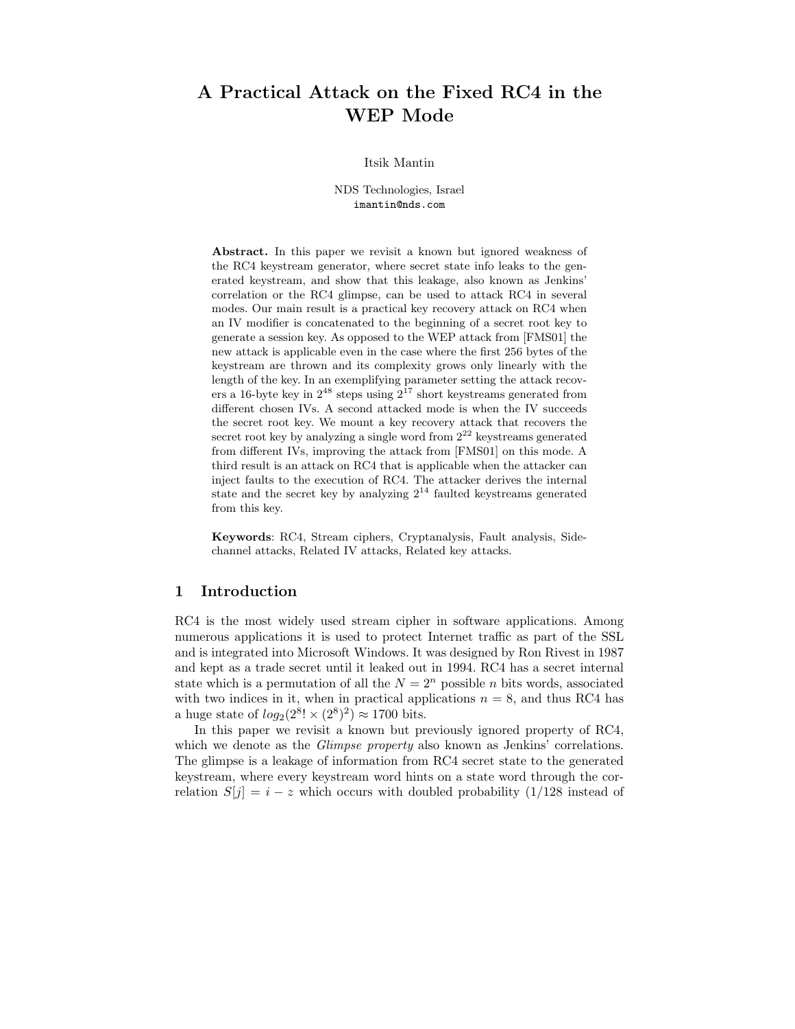# A Practical Attack on the Fixed RC4 in the WEP Mode

Itsik Mantin

NDS Technologies, Israel
imantin@nds.com

**Abstract.** In this paper we revisit a known but ignored weakness of the RC4 keystream generator, where secret state info leaks to the generated keystream, and show that this leakage, also known as Jenkins' correlation or the RC4 glimpse, can be used to attack RC4 in several modes. Our main result is a practical key recovery attack on RC4 when an IV modifier is concatenated to the beginning of a secret root key to generate a session key. As opposed to the WEP attack from [FMS01] the new attack is applicable even in the case where the first 256 bytes of the keystream are thrown and its complexity grows only linearly with the length of the key. In an exemplifying parameter setting the attack recovers a 16-byte key in $2^{48}$ steps using $2^{17}$ short keystreams generated from different chosen IVs. A second attacked mode is when the IV succeeds the secret root key. We mount a key recovery attack that recovers the secret root key by analyzing a single word from $2^{22}$ keystreams generated from different IVs, improving the attack from [FMS01] on this mode. A third result is an attack on RC4 that is applicable when the attacker can inject faults to the execution of RC4. The attacker derives the internal state and the secret key by analyzing $2^{14}$ faulted keystreams generated from this key.

**Keywords**: RC4, Stream ciphers, Cryptanalysis, Fault analysis, Side-channel attacks, Related IV attacks, Related key attacks.

## 1 Introduction

RC4 is the most widely used stream cipher in software applications. Among numerous applications it is used to protect Internet traffic as part of the SSL and is integrated into Microsoft Windows. It was designed by Ron Rivest in 1987 and kept as a trade secret until it leaked out in 1994. RC4 has a secret internal state which is a permutation of all the $N = 2^n$ possible $n$ bits words, associated with two indices in it, when in practical applications $n = 8$, and thus RC4 has a huge state of $log_2(2^8! \times (2^8)^2) \approx 1700$ bits.

In this paper we revisit a known but previously ignored property of RC4, which we denote as the *Glimpse property* also known as Jenkins' correlations. The glimpse is a leakage of information from RC4 secret state to the generated keystream, where every keystream word hints on a state word through the correlation $S[j] = i - z$ which occurs with doubled probability (1/128 instead of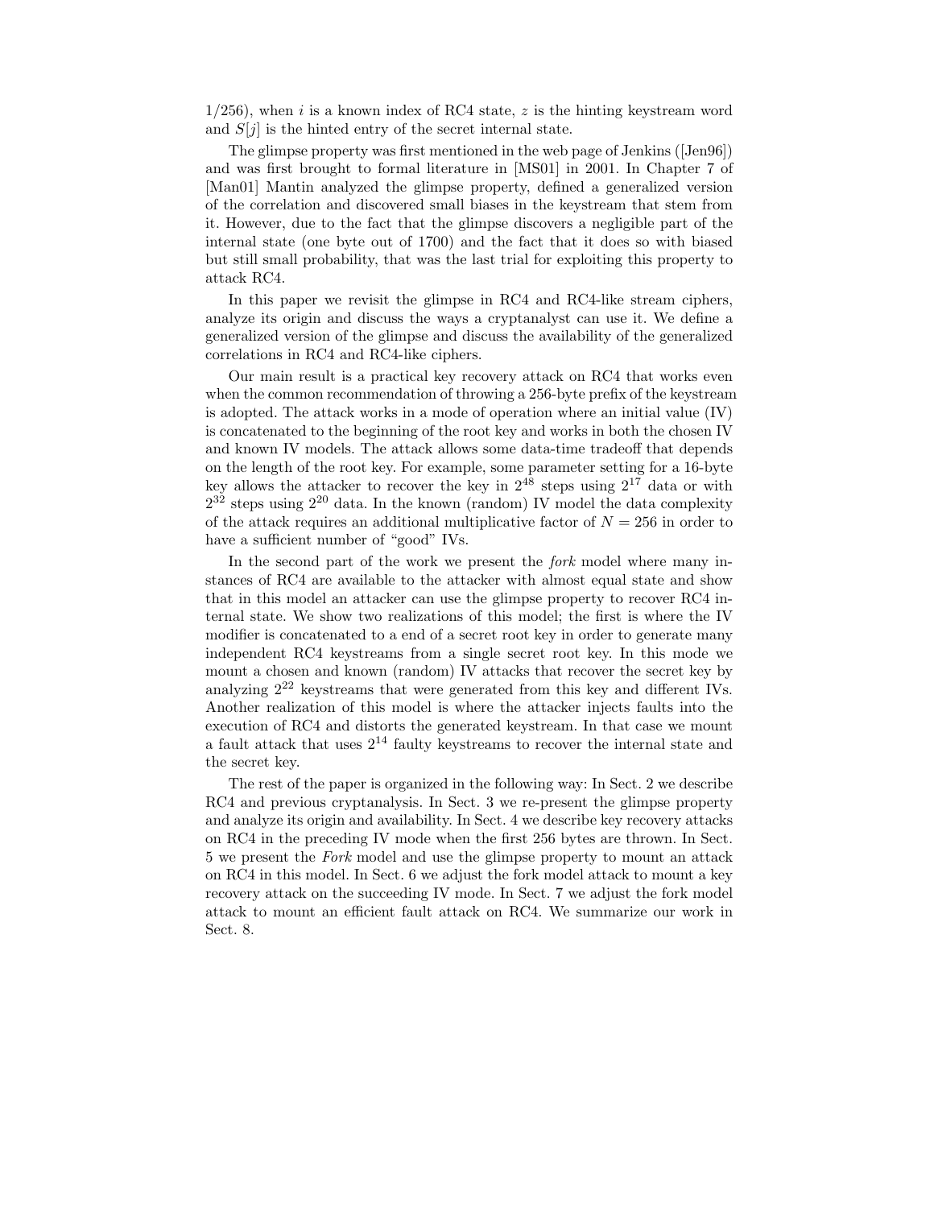1/256), when $i$ is a known index of RC4 state, $z$ is the hinting keystream word and $S[j]$ is the hinted entry of the secret internal state.

The glimpse property was first mentioned in the web page of Jenkins ([Jen96]) and was first brought to formal literature in [MS01] in 2001. In Chapter 7 of [Man01] Mantin analyzed the glimpse property, defined a generalized version of the correlation and discovered small biases in the keystream that stem from it. However, due to the fact that the glimpse discovers a negligible part of the internal state (one byte out of 1700) and the fact that it does so with biased but still small probability, that was the last trial for exploiting this property to attack RC4.

In this paper we revisit the glimpse in RC4 and RC4-like stream ciphers, analyze its origin and discuss the ways a cryptanalyst can use it. We define a generalized version of the glimpse and discuss the availability of the generalized correlations in RC4 and RC4-like ciphers.

Our main result is a practical key recovery attack on RC4 that works even when the common recommendation of throwing a 256-byte prefix of the keystream is adopted. The attack works in a mode of operation where an initial value (IV) is concatenated to the beginning of the root key and works in both the chosen IV and known IV models. The attack allows some data-time tradeoff that depends on the length of the root key. For example, some parameter setting for a 16-byte key allows the attacker to recover the key in $2^{48}$ steps using $2^{17}$ data or with $2^{32}$ steps using $2^{20}$ data. In the known (random) IV model the data complexity of the attack requires an additional multiplicative factor of $N = 256$ in order to have a sufficient number of "good" IVs.

In the second part of the work we present the *fork* model where many instances of RC4 are available to the attacker with almost equal state and show that in this model an attacker can use the glimpse property to recover RC4 internal state. We show two realizations of this model; the first is where the IV modifier is concatenated to a end of a secret root key in order to generate many independent RC4 keystreams from a single secret root key. In this mode we mount a chosen and known (random) IV attacks that recover the secret key by analyzing $2^{22}$ keystreams that were generated from this key and different IVs. Another realization of this model is where the attacker injects faults into the execution of RC4 and distorts the generated keystream. In that case we mount a fault attack that uses $2^{14}$ faulty keystreams to recover the internal state and the secret key.

The rest of the paper is organized in the following way: In Sect. 2 we describe RC4 and previous cryptanalysis. In Sect. 3 we re-present the glimpse property and analyze its origin and availability. In Sect. 4 we describe key recovery attacks on RC4 in the preceding IV mode when the first 256 bytes are thrown. In Sect. 5 we present the *Fork* model and use the glimpse property to mount an attack on RC4 in this model. In Sect. 6 we adjust the fork model attack to mount a key recovery attack on the succeeding IV mode. In Sect. 7 we adjust the fork model attack to mount an efficient fault attack on RC4. We summarize our work in Sect. 8.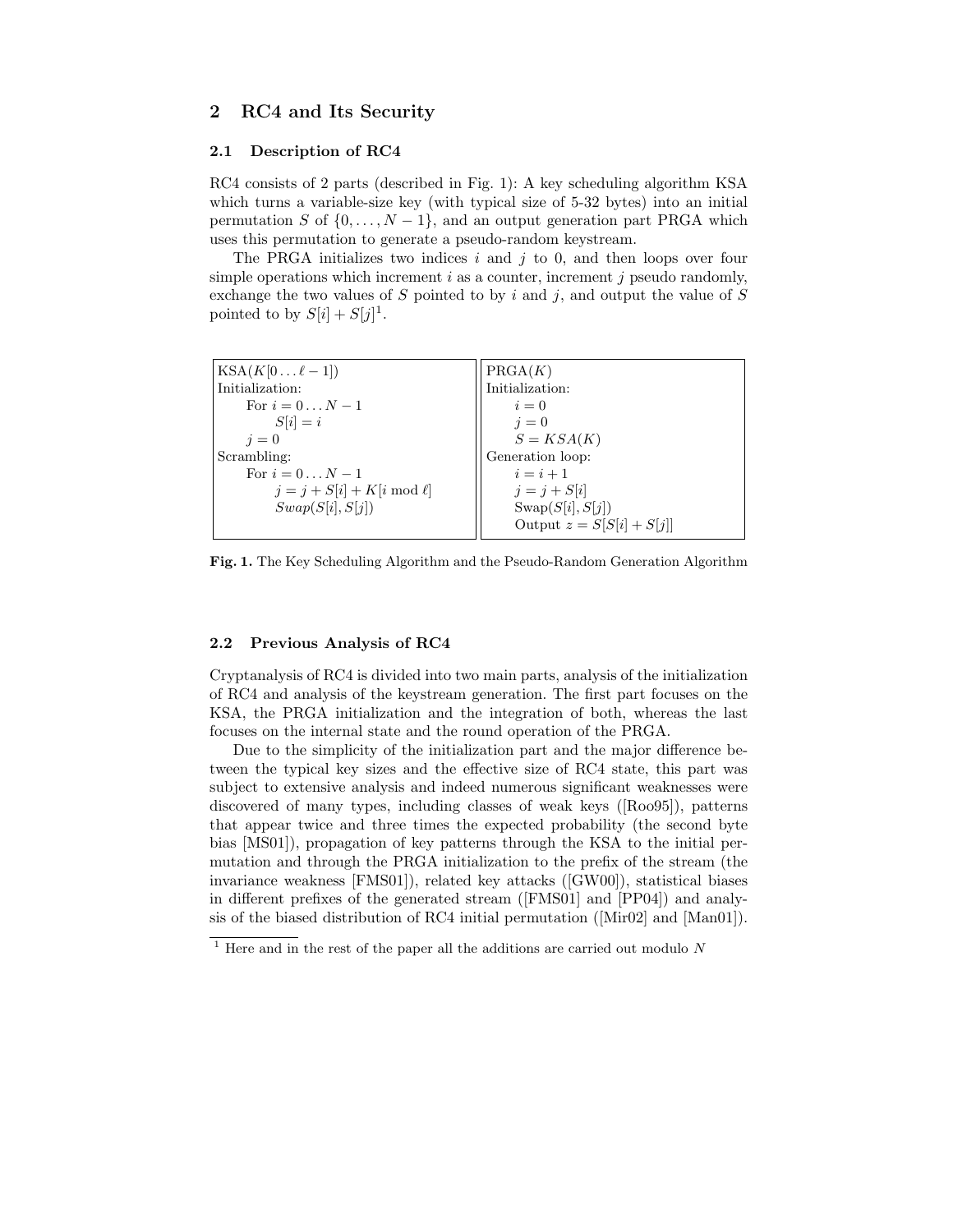## 2 RC4 and Its Security

### 2.1 Description of RC4

RC4 consists of 2 parts (described in Fig. 1): A key scheduling algorithm KSA which turns a variable-size key (with typical size of 5-32 bytes) into an initial permutation $S$ of $\{0, \ldots, N-1\}$, and an output generation part PRGA which uses this permutation to generate a pseudo-random keystream.

The PRGA initializes two indices $i$ and $j$ to 0, and then loops over four simple operations which increment $i$ as a counter, increment $j$ pseudo randomly, exchange the two values of $S$ pointed to by $i$ and $j$, and output the value of $S$ pointed to by $S[i] + S[j]$[1].

| $\text{KSA}(K[0 \ldots \ell - 1])$ | $\text{PRGA}(K)$ |
|---|---|
| Initialization: | Initialization: |
| For $i = 0 \ldots N-1$ | $i = 0$ |
| $S[i] = i$ | $j = 0$ |
| $j = 0$ | $S = KSA(K)$ |
| Scrambling: | Generation loop: |
| For $i = 0 \ldots N-1$ | $i = i + 1$ |
| $j = j + S[i] + K[i \bmod \ell]$ | $j = j + S[i]$ |
| $Swap(S[i], S[j])$ | $\text{Swap}(S[i], S[j])$ |
| | Output $z = S[S[i] + S[j]]$ |

**Fig. 1.** The Key Scheduling Algorithm and the Pseudo-Random Generation Algorithm

### 2.2 Previous Analysis of RC4

Cryptanalysis of RC4 is divided into two main parts, analysis of the initialization of RC4 and analysis of the keystream generation. The first part focuses on the KSA, the PRGA initialization and the integration of both, whereas the last focuses on the internal state and the round operation of the PRGA.

Due to the simplicity of the initialization part and the major difference between the typical key sizes and the effective size of RC4 state, this part was subject to extensive analysis and indeed numerous significant weaknesses were discovered of many types, including classes of weak keys ([Roo95]), patterns that appear twice and three times the expected probability (the second byte bias [MS01]), propagation of key patterns through the KSA to the initial permutation and through the PRGA initialization to the prefix of the stream (the invariance weakness [FMS01]), related key attacks ([GW00]), statistical biases in different prefixes of the generated stream ([FMS01] and [PP04]) and analysis of the biased distribution of RC4 initial permutation ([Mir02] and [Man01]).

[1] Here and in the rest of the paper all the additions are carried out modulo $N$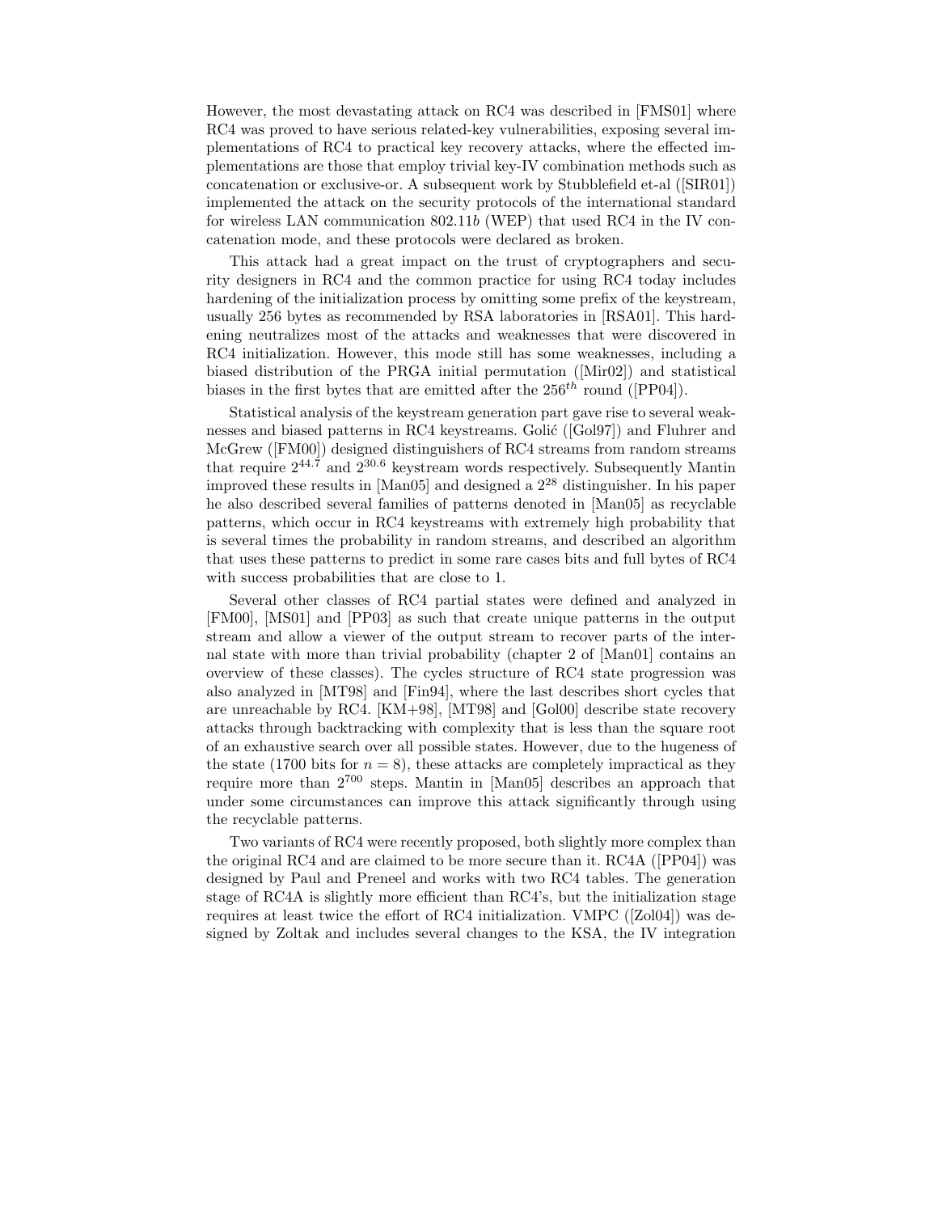However, the most devastating attack on RC4 was described in [FMS01] where RC4 was proved to have serious related-key vulnerabilities, exposing several implementations of RC4 to practical key recovery attacks, where the effected implementations are those that employ trivial key-IV combination methods such as concatenation or exclusive-or. A subsequent work by Stubblefield et-al ([SIR01]) implemented the attack on the security protocols of the international standard for wireless LAN communication 802.11$b$ (WEP) that used RC4 in the IV concatenation mode, and these protocols were declared as broken.

This attack had a great impact on the trust of cryptographers and security designers in RC4 and the common practice for using RC4 today includes hardening of the initialization process by omitting some prefix of the keystream, usually 256 bytes as recommended by RSA laboratories in [RSA01]. This hardening neutralizes most of the attacks and weaknesses that were discovered in RC4 initialization. However, this mode still has some weaknesses, including a biased distribution of the PRGA initial permutation ([Mir02]) and statistical biases in the first bytes that are emitted after the $256^{th}$ round ([PP04]).

Statistical analysis of the keystream generation part gave rise to several weaknesses and biased patterns in RC4 keystreams. Golić ([Gol97]) and Fluhrer and McGrew ([FM00]) designed distinguishers of RC4 streams from random streams that require $2^{44.7}$ and $2^{30.6}$ keystream words respectively. Subsequently Mantin improved these results in [Man05] and designed a $2^{28}$ distinguisher. In his paper he also described several families of patterns denoted in [Man05] as recyclable patterns, which occur in RC4 keystreams with extremely high probability that is several times the probability in random streams, and described an algorithm that uses these patterns to predict in some rare cases bits and full bytes of RC4 with success probabilities that are close to 1.

Several other classes of RC4 partial states were defined and analyzed in [FM00], [MS01] and [PP03] as such that create unique patterns in the output stream and allow a viewer of the output stream to recover parts of the internal state with more than trivial probability (chapter 2 of [Man01] contains an overview of these classes). The cycles structure of RC4 state progression was also analyzed in [MT98] and [Fin94], where the last describes short cycles that are unreachable by RC4. [KM+98], [MT98] and [Gol00] describe state recovery attacks through backtracking with complexity that is less than the square root of an exhaustive search over all possible states. However, due to the hugeness of the state (1700 bits for $n = 8$), these attacks are completely impractical as they require more than $2^{700}$ steps. Mantin in [Man05] describes an approach that under some circumstances can improve this attack significantly through using the recyclable patterns.

Two variants of RC4 were recently proposed, both slightly more complex than the original RC4 and are claimed to be more secure than it. RC4A ([PP04]) was designed by Paul and Preneel and works with two RC4 tables. The generation stage of RC4A is slightly more efficient than RC4's, but the initialization stage requires at least twice the effort of RC4 initialization. VMPC ([Zol04]) was designed by Zoltak and includes several changes to the KSA, the IV integration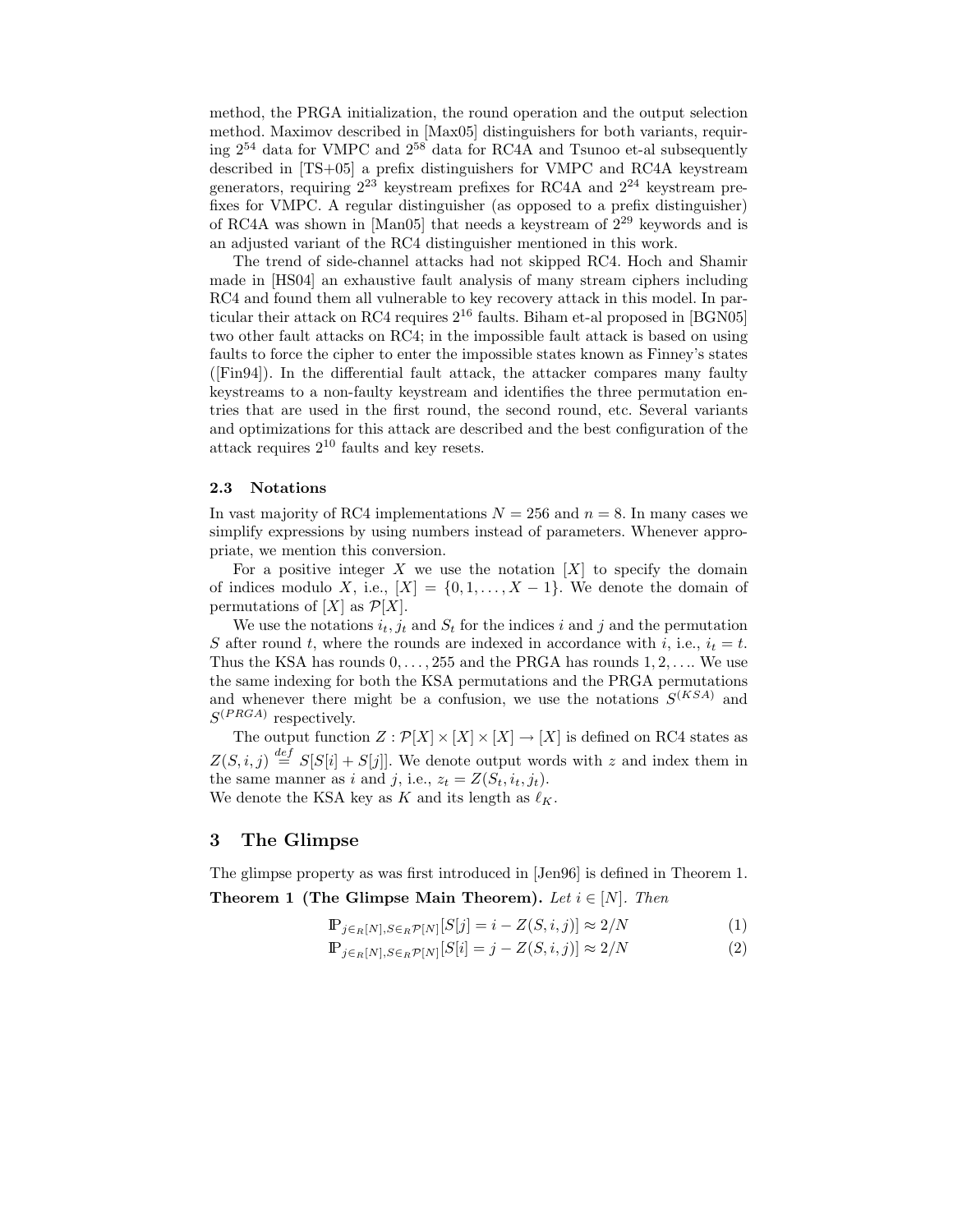method, the PRGA initialization, the round operation and the output selection method. Maximov described in [Max05] distinguishers for both variants, requiring $2^{54}$ data for VMPC and $2^{58}$ data for RC4A and Tsunoo et-al subsequently described in [TS+05] a prefix distinguishers for VMPC and RC4A keystream generators, requiring $2^{23}$ keystream prefixes for RC4A and $2^{24}$ keystream prefixes for VMPC. A regular distinguisher (as opposed to a prefix distinguisher) of RC4A was shown in [Man05] that needs a keystream of $2^{29}$ keywords and is an adjusted variant of the RC4 distinguisher mentioned in this work.

The trend of side-channel attacks had not skipped RC4. Hoch and Shamir made in [HS04] an exhaustive fault analysis of many stream ciphers including RC4 and found them all vulnerable to key recovery attack in this model. In particular their attack on RC4 requires $2^{16}$ faults. Biham et-al proposed in [BGN05] two other fault attacks on RC4; in the impossible fault attack is based on using faults to force the cipher to enter the impossible states known as Finney's states ([Fin94]). In the differential fault attack, the attacker compares many faulty keystreams to a non-faulty keystream and identifies the three permutation entries that are used in the first round, the second round, etc. Several variants and optimizations for this attack are described and the best configuration of the attack requires $2^{10}$ faults and key resets.

### 2.3 Notations

In vast majority of RC4 implementations $N = 256$ and $n = 8$. In many cases we simplify expressions by using numbers instead of parameters. Whenever appropriate, we mention this conversion.

For a positive integer $X$ we use the notation $[X]$ to specify the domain of indices modulo $X$, i.e., $[X] = \{0, 1, \ldots, X-1\}$. We denote the domain of permutations of $[X]$ as $\mathcal{P}[X]$.

We use the notations $i_t$, $j_t$ and $S_t$ for the indices $i$ and $j$ and the permutation $S$ after round $t$, where the rounds are indexed in accordance with $i$, i.e., $i_t = t$. Thus the KSA has rounds $0, \ldots, 255$ and the PRGA has rounds $1, 2, \ldots$. We use the same indexing for both the KSA permutations and the PRGA permutations and whenever there might be a confusion, we use the notations $S^{(KSA)}$ and $S^{(PRGA)}$ respectively.

The output function $Z : \mathcal{P}[X] \times [X] \times [X] \to [X]$ is defined on RC4 states as $Z(S, i, j) \stackrel{def}{=} S[S[i] + S[j]]$. We denote output words with $z$ and index them in the same manner as $i$ and $j$, i.e., $z_t = Z(S_t, i_t, j_t)$.
We denote the KSA key as $K$ and its length as $\ell_K$.

## 3 The Glimpse

The glimpse property as was first introduced in [Jen96] is defined in Theorem 1.

**Theorem 1 (The Glimpse Main Theorem).** *Let $i \in [N]$. Then*

$$\mathbb{P}_{j \in_R [N], S \in_R \mathcal{P}[N]}[S[j] = i - Z(S, i, j)] \approx 2/N \tag{1}$$

$$\mathbb{P}_{j \in_R [N], S \in_R \mathcal{P}[N]}[S[i] = j - Z(S, i, j)] \approx 2/N \tag{2}$$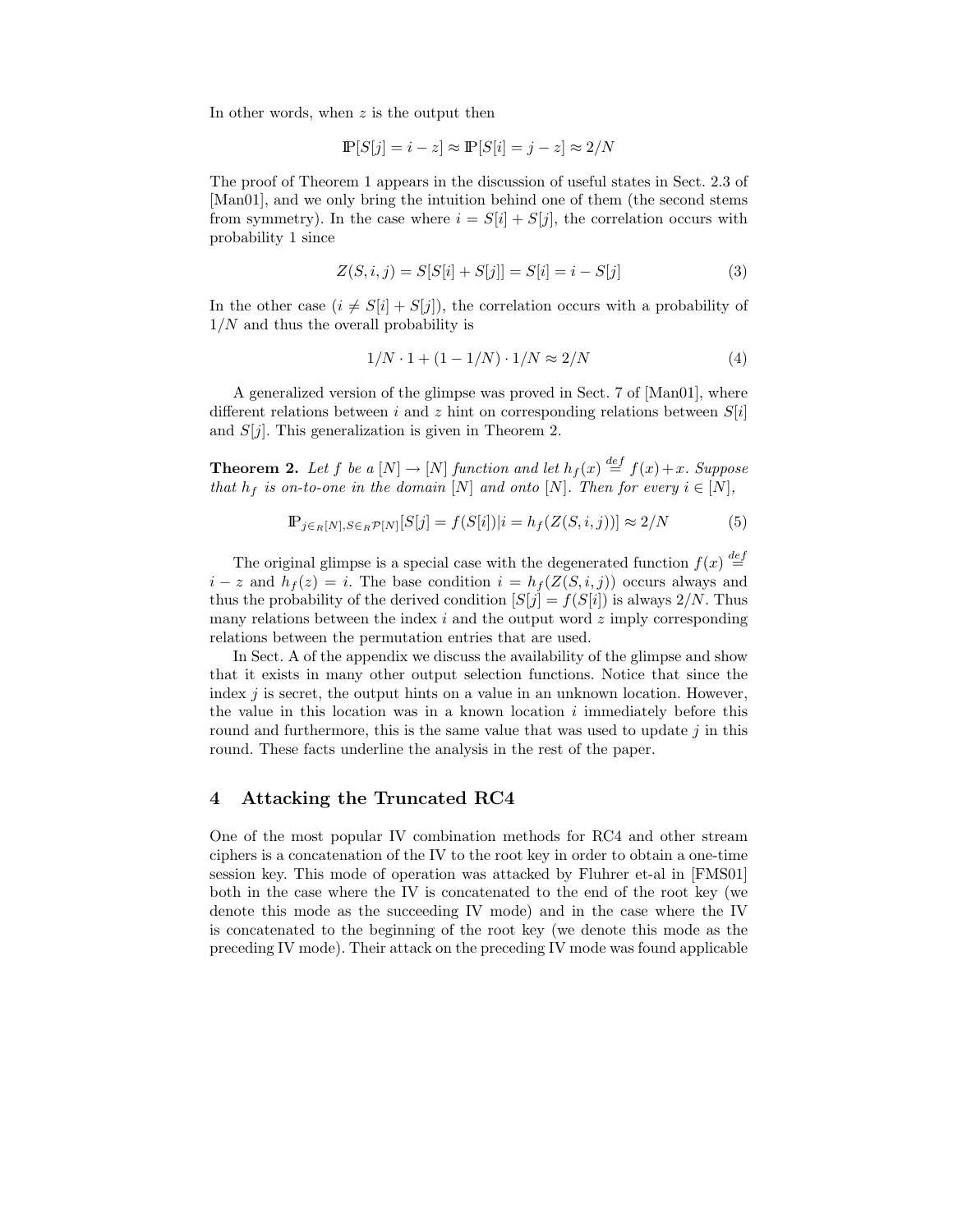In other words, when $z$ is the output then

$$\mathbb{P}[S[j] = i - z] \approx \mathbb{P}[S[i] = j - z] \approx 2/N$$

The proof of Theorem 1 appears in the discussion of useful states in Sect. 2.3 of [Man01], and we only bring the intuition behind one of them (the second stems from symmetry). In the case where $i = S[i] + S[j]$, the correlation occurs with probability 1 since

$$Z(S, i, j) = S[S[i] + S[j]] = S[i] = i - S[j] \tag{3}$$

In the other case ($i \neq S[i] + S[j]$), the correlation occurs with a probability of $1/N$ and thus the overall probability is

$$1/N \cdot 1 + (1 - 1/N) \cdot 1/N \approx 2/N \tag{4}$$

A generalized version of the glimpse was proved in Sect. 7 of [Man01], where different relations between $i$ and $z$ hint on corresponding relations between $S[i]$ and $S[j]$. This generalization is given in Theorem 2.

**Theorem 2.** *Let $f$ be a $[N] \to [N]$ function and let $h_f(x) \stackrel{def}{=} f(x) + x$. Suppose that $h_f$ is on-to-one in the domain $[N]$ and onto $[N]$. Then for every $i \in [N]$,*

$$\mathbb{P}_{j \in_R [N], S \in_R \mathcal{P}[N]}[S[j] = f(S[i]) | i = h_f(Z(S, i, j))] \approx 2/N \tag{5}$$

The original glimpse is a special case with the degenerated function $f(x) \stackrel{def}{=} i - z$ and $h_f(z) = i$. The base condition $i = h_f(Z(S, i, j))$ occurs always and thus the probability of the derived condition $[S[j] = f(S[i])$ is always $2/N$. Thus many relations between the index $i$ and the output word $z$ imply corresponding relations between the permutation entries that are used.

In Sect. A of the appendix we discuss the availability of the glimpse and show that it exists in many other output selection functions. Notice that since the index $j$ is secret, the output hints on a value in an unknown location. However, the value in this location was in a known location $i$ immediately before this round and furthermore, this is the same value that was used to update $j$ in this round. These facts underline the analysis in the rest of the paper.

## 4 Attacking the Truncated RC4

One of the most popular IV combination methods for RC4 and other stream ciphers is a concatenation of the IV to the root key in order to obtain a one-time session key. This mode of operation was attacked by Fluhrer et-al in [FMS01] both in the case where the IV is concatenated to the end of the root key (we denote this mode as the succeeding IV mode) and in the case where the IV is concatenated to the beginning of the root key (we denote this mode as the preceding IV mode). Their attack on the preceding IV mode was found applicable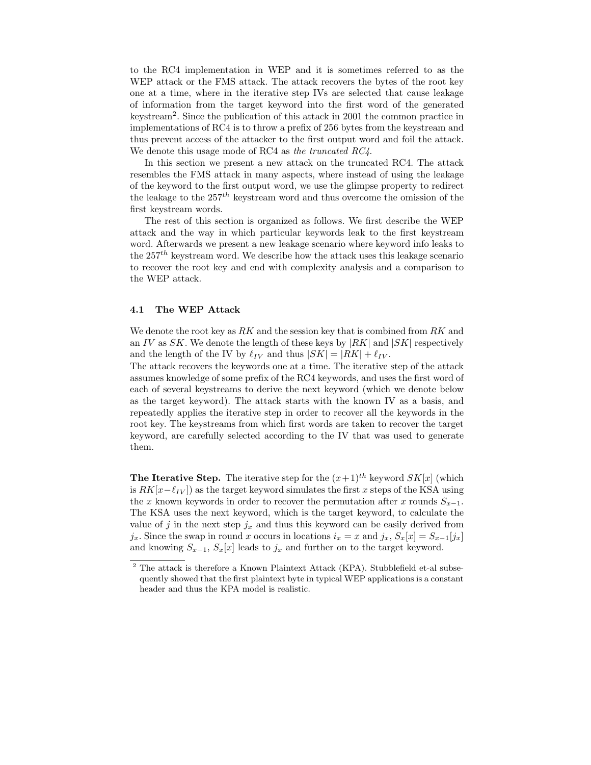to the RC4 implementation in WEP and it is sometimes referred to as the WEP attack or the FMS attack. The attack recovers the bytes of the root key one at a time, where in the iterative step IVs are selected that cause leakage of information from the target keyword into the first word of the generated keystream[2]. Since the publication of this attack in 2001 the common practice in implementations of RC4 is to throw a prefix of 256 bytes from the keystream and thus prevent access of the attacker to the first output word and foil the attack. We denote this usage mode of RC4 as *the truncated RC4*.

In this section we present a new attack on the truncated RC4. The attack resembles the FMS attack in many aspects, where instead of using the leakage of the keyword to the first output word, we use the glimpse property to redirect the leakage to the $257^{th}$ keystream word and thus overcome the omission of the first keystream words.

The rest of this section is organized as follows. We first describe the WEP attack and the way in which particular keywords leak to the first keystream word. Afterwards we present a new leakage scenario where keyword info leaks to the $257^{th}$ keystream word. We describe how the attack uses this leakage scenario to recover the root key and end with complexity analysis and a comparison to the WEP attack.

### 4.1 The WEP Attack

We denote the root key as $RK$ and the session key that is combined from $RK$ and an $IV$ as $SK$. We denote the length of these keys by $|RK|$ and $|SK|$ respectively and the length of the IV by $\ell_{IV}$ and thus $|SK| = |RK| + \ell_{IV}$.
The attack recovers the keywords one at a time. The iterative step of the attack assumes knowledge of some prefix of the RC4 keywords, and uses the first word of each of several keystreams to derive the next keyword (which we denote below as the target keyword). The attack starts with the known IV as a basis, and repeatedly applies the iterative step in order to recover all the keywords in the root key. The keystreams from which first words are taken to recover the target keyword, are carefully selected according to the IV that was used to generate them.

**The Iterative Step.** The iterative step for the $(x+1)^{th}$ keyword $SK[x]$ (which is $RK[x-\ell_{IV}]$) as the target keyword simulates the first $x$ steps of the KSA using the $x$ known keywords in order to recover the permutation after $x$ rounds $S_{x-1}$. The KSA uses the next keyword, which is the target keyword, to calculate the value of $j$ in the next step $j_x$ and thus this keyword can be easily derived from $j_x$. Since the swap in round $x$ occurs in locations $i_x = x$ and $j_x$, $S_x[x] = S_{x-1}[j_x]$ and knowing $S_{x-1}$, $S_x[x]$ leads to $j_x$ and further on to the target keyword.

[2] The attack is therefore a Known Plaintext Attack (KPA). Stubblefield et-al subsequently showed that the first plaintext byte in typical WEP applications is a constant header and thus the KPA model is realistic.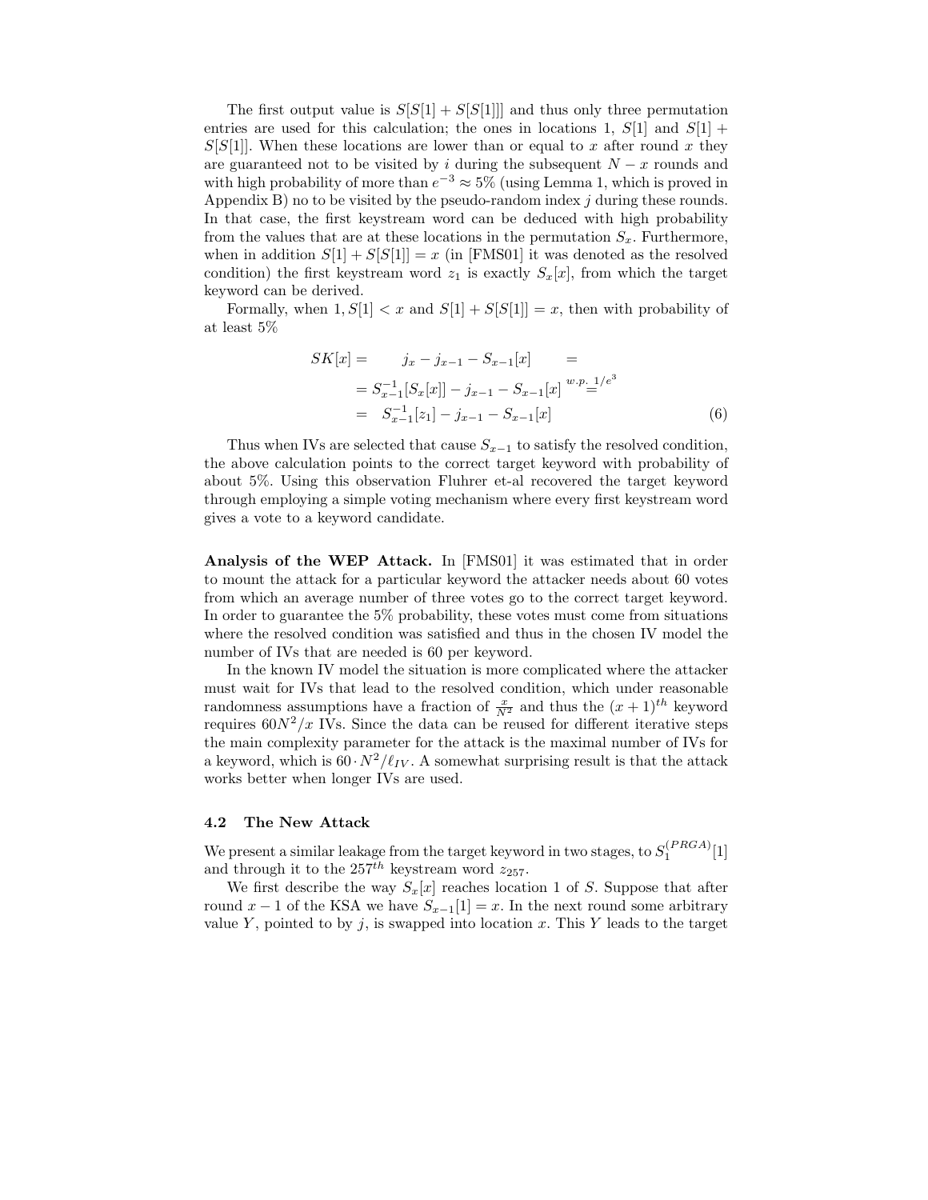The first output value is $S[S[1] + S[S[1]]]$ and thus only three permutation entries are used for this calculation; the ones in locations 1, $S[1]$ and $S[1] + S[S[1]]$. When these locations are lower than or equal to $x$ after round $x$ they are guaranteed not to be visited by $i$ during the subsequent $N - x$ rounds and with high probability of more than $e^{-3} \approx 5\%$ (using Lemma 1, which is proved in Appendix B) no to be visited by the pseudo-random index $j$ during these rounds. In that case, the first keystream word can be deduced with high probability from the values that are at these locations in the permutation $S_x$. Furthermore, when in addition $S[1] + S[S[1]] = x$ (in [FMS01] it was denoted as the resolved condition) the first keystream word $z_1$ is exactly $S_x[x]$, from which the target keyword can be derived.

Formally, when $1, S[1] < x$ and $S[1] + S[S[1]] = x$, then with probability of at least 5%

$$
\begin{aligned}
SK[x] = & \quad j_x - j_{x-1} - S_{x-1}[x] \quad = \\
& = S_{x-1}^{-1}[S_x[x]] - j_{x-1} - S_{x-1}[x] \overset{w.p.\ 1/e^3}{=} \\
& = \quad S_{x-1}^{-1}[z_1] - j_{x-1} - S_{x-1}[x]
\end{aligned}
\tag{6}
$$

Thus when IVs are selected that cause $S_{x-1}$ to satisfy the resolved condition, the above calculation points to the correct target keyword with probability of about 5%. Using this observation Fluhrer et-al recovered the target keyword through employing a simple voting mechanism where every first keystream word gives a vote to a keyword candidate.

**Analysis of the WEP Attack.** In [FMS01] it was estimated that in order to mount the attack for a particular keyword the attacker needs about 60 votes from which an average number of three votes go to the correct target keyword. In order to guarantee the 5% probability, these votes must come from situations where the resolved condition was satisfied and thus in the chosen IV model the number of IVs that are needed is 60 per keyword.

In the known IV model the situation is more complicated where the attacker must wait for IVs that lead to the resolved condition, which under reasonable randomness assumptions have a fraction of $\frac{x}{N^2}$ and thus the $(x+1)^{th}$ keyword requires $60N^2/x$ IVs. Since the data can be reused for different iterative steps the main complexity parameter for the attack is the maximal number of IVs for a keyword, which is $60 \cdot N^2/\ell_{IV}$. A somewhat surprising result is that the attack works better when longer IVs are used.

### 4.2 The New Attack

We present a similar leakage from the target keyword in two stages, to $S_1^{(PRGA)}[1]$ and through it to the $257^{th}$ keystream word $z_{257}$.

We first describe the way $S_x[x]$ reaches location 1 of $S$. Suppose that after round $x - 1$ of the KSA we have $S_{x-1}[1] = x$. In the next round some arbitrary value $Y$, pointed to by $j$, is swapped into location $x$. This $Y$ leads to the target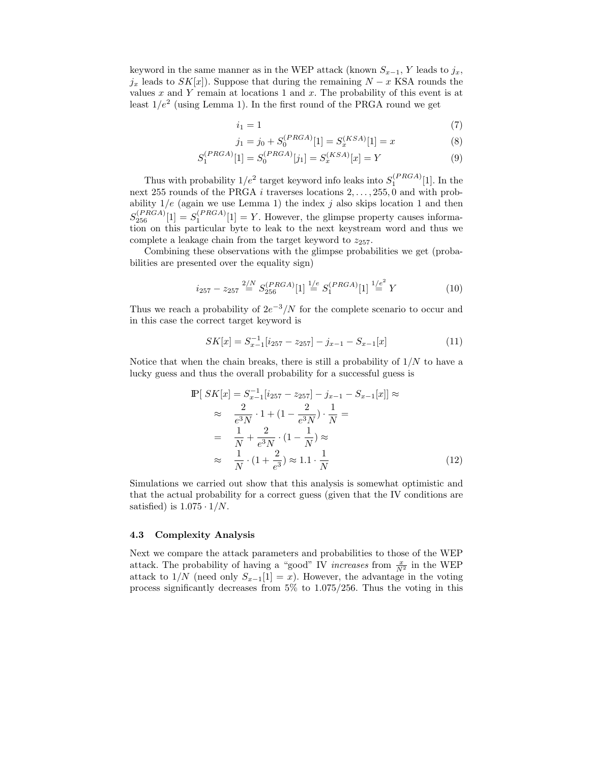keyword in the same manner as in the WEP attack (known $S_{x-1}$, $Y$ leads to $j_x$, $j_x$ leads to $SK[x]$). Suppose that during the remaining $N-x$ KSA rounds the values $x$ and $Y$ remain at locations 1 and $x$. The probability of this event is at least $1/e^2$ (using Lemma 1). In the first round of the PRGA round we get

$$i_1 = 1 \tag{7}$$

$$j_1 = j_0 + S_0^{(PRGA)}[1] = S_x^{(KSA)}[1] = x \tag{8}$$

$$S_1^{(PRGA)}[1] = S_0^{(PRGA)}[j_1] = S_x^{(KSA)}[x] = Y \tag{9}$$

Thus with probability $1/e^2$ target keyword info leaks into $S_1^{(PRGA)}[1]$. In the next 255 rounds of the PRGA $i$ traverses locations $2, \ldots, 255, 0$ and with probability $1/e$ (again we use Lemma 1) the index $j$ also skips location 1 and then $S_{256}^{(PRGA)}[1] = S_1^{(PRGA)}[1] = Y$. However, the glimpse property causes information on this particular byte to leak to the next keystream word and thus we complete a leakage chain from the target keyword to $z_{257}$.

Combining these observations with the glimpse probabilities we get (probabilities are presented over the equality sign)

$$i_{257} - z_{257} \stackrel{2/N}{=} S_{256}^{(PRGA)}[1] \stackrel{1/e}{=} S_1^{(PRGA)}[1] \stackrel{1/e^2}{=} Y \tag{10}$$

Thus we reach a probability of $2e^{-3}/N$ for the complete scenario to occur and in this case the correct target keyword is

$$SK[x] = S_{x-1}^{-1}[i_{257} - z_{257}] - j_{x-1} - S_{x-1}[x] \tag{11}$$

Notice that when the chain breaks, there is still a probability of $1/N$ to have a lucky guess and thus the overall probability for a successful guess is

$$\begin{aligned}
\mathbb{P}[\ SK[x] = S_{x-1}^{-1}[i_{257} - z_{257}] - j_{x-1} - S_{x-1}[x]] &\approx \\
\approx \quad \frac{2}{e^3 N} \cdot 1 + (1 - \frac{2}{e^3 N}) \cdot \frac{1}{N} &= \\
= \quad \frac{1}{N} + \frac{2}{e^3 N} \cdot (1 - \frac{1}{N}) &\approx \\
\approx \quad \frac{1}{N} \cdot (1 + \frac{2}{e^3}) \approx 1.1 \cdot \frac{1}{N} &
\end{aligned} \tag{12}$$

Simulations we carried out show that this analysis is somewhat optimistic and that the actual probability for a correct guess (given that the IV conditions are satisfied) is $1.075 \cdot 1/N$.

### 4.3 Complexity Analysis

Next we compare the attack parameters and probabilities to those of the WEP attack. The probability of having a "good" IV *increases* from $\frac{x}{N^2}$ in the WEP attack to $1/N$ (need only $S_{x-1}[1] = x$). However, the advantage in the voting process significantly decreases from 5% to 1.075/256. Thus the voting in this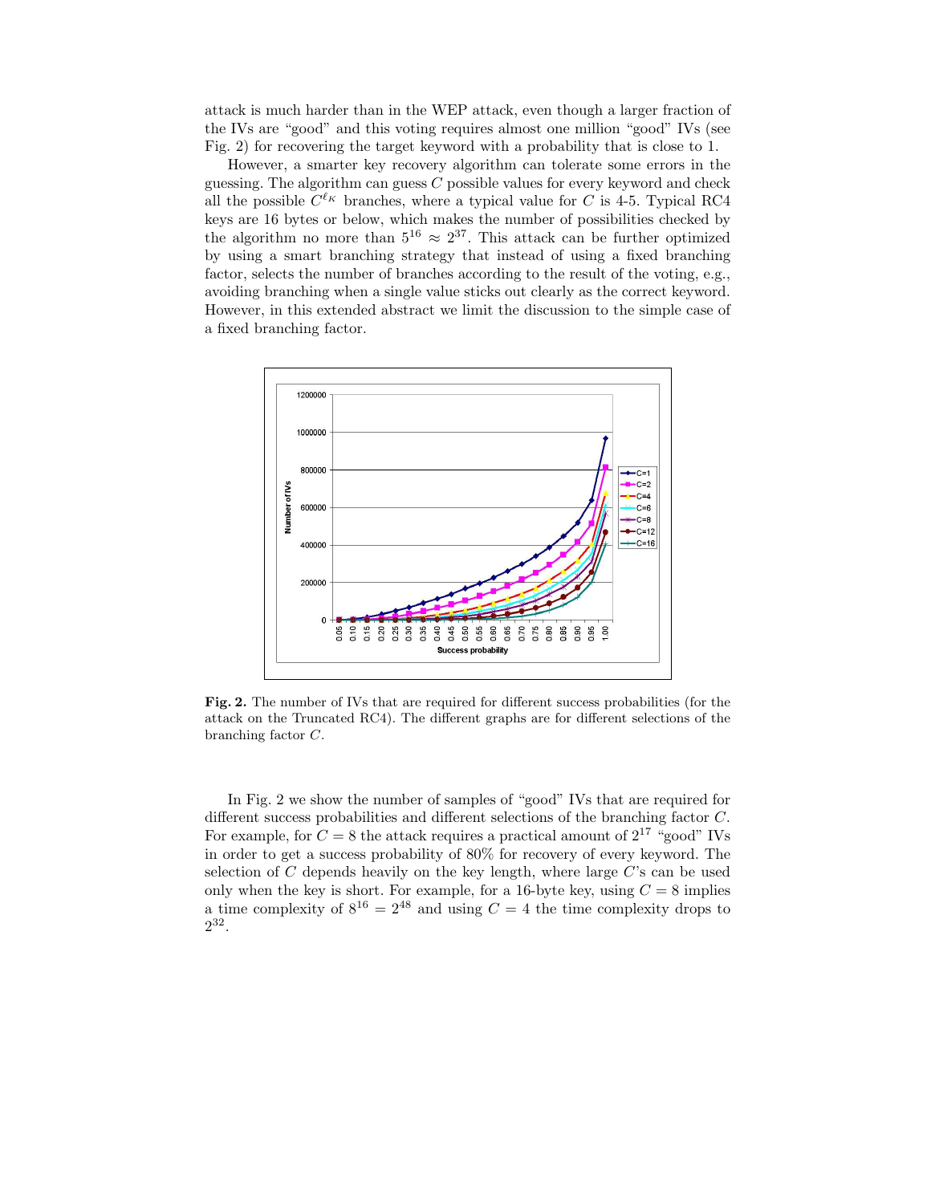attack is much harder than in the WEP attack, even though a larger fraction of the IVs are "good" and this voting requires almost one million "good" IVs (see Fig. 2) for recovering the target keyword with a probability that is close to 1.

However, a smarter key recovery algorithm can tolerate some errors in the guessing. The algorithm can guess $C$ possible values for every keyword and check all the possible $C^{\ell_K}$ branches, where a typical value for $C$ is 4-5. Typical RC4 keys are 16 bytes or below, which makes the number of possibilities checked by the algorithm no more than $5^{16} \approx 2^{37}$. This attack can be further optimized by using a smart branching strategy that instead of using a fixed branching factor, selects the number of branches according to the result of the voting, e.g., avoiding branching when a single value sticks out clearly as the correct keyword. However, in this extended abstract we limit the discussion to the simple case of a fixed branching factor.

**Fig. 2.** The number of IVs that are required for different success probabilities (for the attack on the Truncated RC4). The different graphs are for different selections of the branching factor $C$.

In Fig. 2 we show the number of samples of "good" IVs that are required for different success probabilities and different selections of the branching factor $C$. For example, for $C = 8$ the attack requires a practical amount of $2^{17}$ "good" IVs in order to get a success probability of 80% for recovery of every keyword. The selection of $C$ depends heavily on the key length, where large $C$'s can be used only when the key is short. For example, for a 16-byte key, using $C = 8$ implies a time complexity of $8^{16} = 2^{48}$ and using $C = 4$ the time complexity drops to $2^{32}$.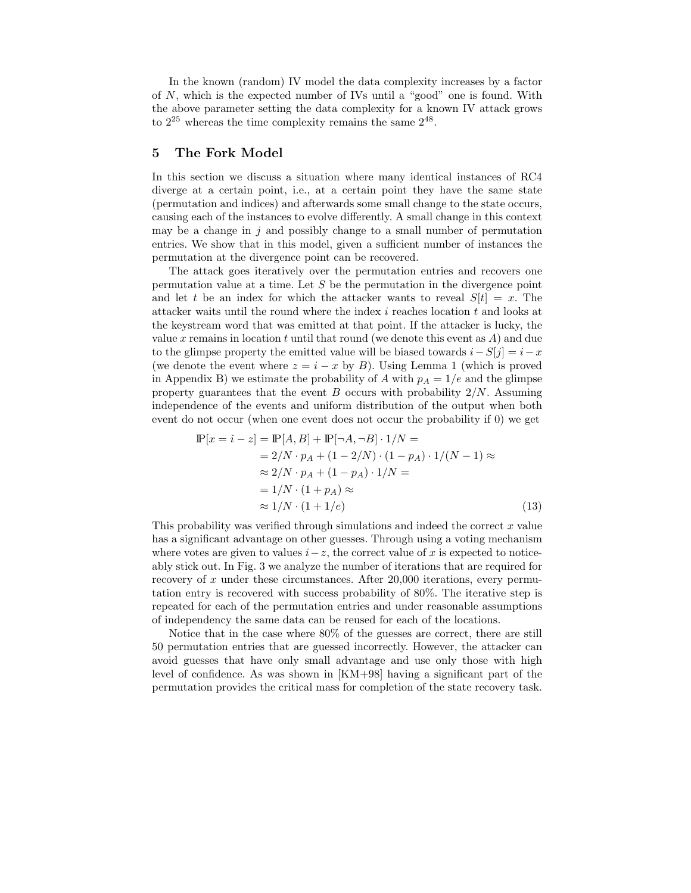In the known (random) IV model the data complexity increases by a factor of $N$, which is the expected number of IVs until a "good" one is found. With the above parameter setting the data complexity for a known IV attack grows to $2^{25}$ whereas the time complexity remains the same $2^{48}$.

## 5 The Fork Model

In this section we discuss a situation where many identical instances of RC4 diverge at a certain point, i.e., at a certain point they have the same state (permutation and indices) and afterwards some small change to the state occurs, causing each of the instances to evolve differently. A small change in this context may be a change in $j$ and possibly change to a small number of permutation entries. We show that in this model, given a sufficient number of instances the permutation at the divergence point can be recovered.

The attack goes iteratively over the permutation entries and recovers one permutation value at a time. Let $S$ be the permutation in the divergence point and let $t$ be an index for which the attacker wants to reveal $S[t] = x$. The attacker waits until the round where the index $i$ reaches location $t$ and looks at the keystream word that was emitted at that point. If the attacker is lucky, the value $x$ remains in location $t$ until that round (we denote this event as $A$) and due to the glimpse property the emitted value will be biased towards $i - S[j] = i - x$ (we denote the event where $z = i - x$ by $B$). Using Lemma 1 (which is proved in Appendix B) we estimate the probability of $A$ with $p_A = 1/e$ and the glimpse property guarantees that the event $B$ occurs with probability $2/N$. Assuming independence of the events and uniform distribution of the output when both event do not occur (when one event does not occur the probability if 0) we get

$$
\begin{aligned}
\mathbb{P}[x = i - z] &= \mathbb{P}[A, B] + \mathbb{P}[\neg A, \neg B] \cdot 1/N = \\
&= 2/N \cdot p_A + (1 - 2/N) \cdot (1 - p_A) \cdot 1/(N-1) \approx \\
&\approx 2/N \cdot p_A + (1 - p_A) \cdot 1/N = \\
&= 1/N \cdot (1 + p_A) \approx \\
&\approx 1/N \cdot (1 + 1/e)
\end{aligned}
\tag{13}
$$

This probability was verified through simulations and indeed the correct $x$ value has a significant advantage on other guesses. Through using a voting mechanism where votes are given to values $i - z$, the correct value of $x$ is expected to noticeably stick out. In Fig. 3 we analyze the number of iterations that are required for recovery of $x$ under these circumstances. After 20,000 iterations, every permutation entry is recovered with success probability of 80%. The iterative step is repeated for each of the permutation entries and under reasonable assumptions of independency the same data can be reused for each of the locations.

Notice that in the case where 80% of the guesses are correct, there are still 50 permutation entries that are guessed incorrectly. However, the attacker can avoid guesses that have only small advantage and use only those with high level of confidence. As was shown in [KM+98] having a significant part of the permutation provides the critical mass for completion of the state recovery task.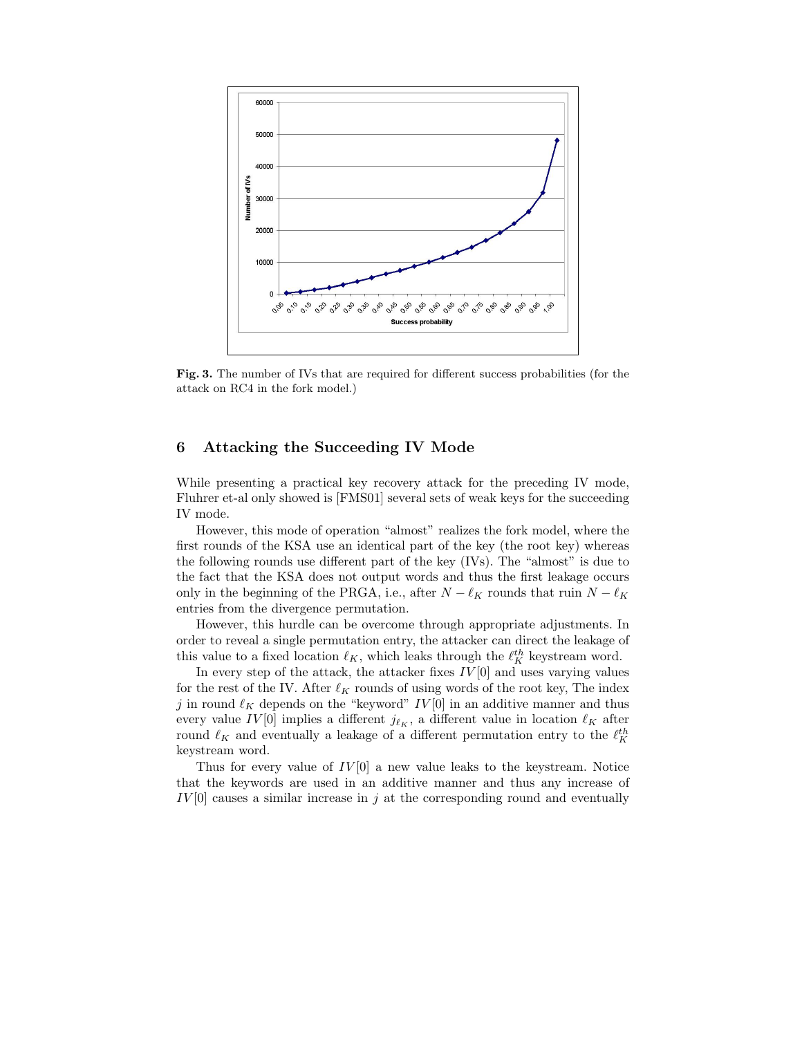**Fig. 3.** The number of IVs that are required for different success probabilities (for the attack on RC4 in the fork model.)

## 6 Attacking the Succeeding IV Mode

While presenting a practical key recovery attack for the preceding IV mode, Fluhrer et-al only showed is [FMS01] several sets of weak keys for the succeeding IV mode.

However, this mode of operation "almost" realizes the fork model, where the first rounds of the KSA use an identical part of the key (the root key) whereas the following rounds use different part of the key (IVs). The "almost" is due to the fact that the KSA does not output words and thus the first leakage occurs only in the beginning of the PRGA, i.e., after $N - \ell_K$ rounds that ruin $N - \ell_K$ entries from the divergence permutation.

However, this hurdle can be overcome through appropriate adjustments. In order to reveal a single permutation entry, the attacker can direct the leakage of this value to a fixed location $\ell_K$, which leaks through the $\ell_K^{th}$ keystream word.

In every step of the attack, the attacker fixes $IV[0]$ and uses varying values for the rest of the IV. After $\ell_K$ rounds of using words of the root key, The index $j$ in round $\ell_K$ depends on the "keyword" $IV[0]$ in an additive manner and thus every value $IV[0]$ implies a different $j_{\ell_K}$, a different value in location $\ell_K$ after round $\ell_K$ and eventually a leakage of a different permutation entry to the $\ell_K^{th}$ keystream word.

Thus for every value of $IV[0]$ a new value leaks to the keystream. Notice that the keywords are used in an additive manner and thus any increase of $IV[0]$ causes a similar increase in $j$ at the corresponding round and eventually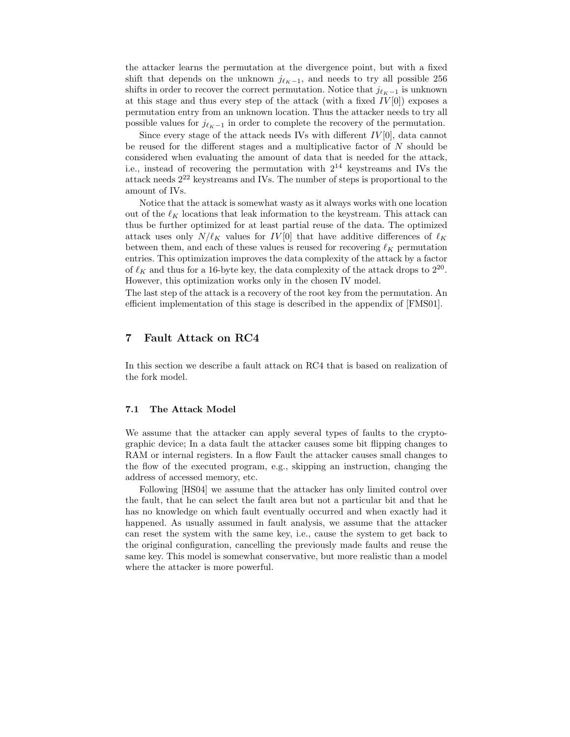the attacker learns the permutation at the divergence point, but with a fixed shift that depends on the unknown $j_{\ell_K-1}$, and needs to try all possible 256 shifts in order to recover the correct permutation. Notice that $j_{\ell_K-1}$ is unknown at this stage and thus every step of the attack (with a fixed $IV[0]$) exposes a permutation entry from an unknown location. Thus the attacker needs to try all possible values for $j_{\ell_K-1}$ in order to complete the recovery of the permutation.

Since every stage of the attack needs IVs with different $IV[0]$, data cannot be reused for the different stages and a multiplicative factor of $N$ should be considered when evaluating the amount of data that is needed for the attack, i.e., instead of recovering the permutation with $2^{14}$ keystreams and IVs the attack needs $2^{22}$ keystreams and IVs. The number of steps is proportional to the amount of IVs.

Notice that the attack is somewhat wasty as it always works with one location out of the $\ell_K$ locations that leak information to the keystream. This attack can thus be further optimized for at least partial reuse of the data. The optimized attack uses only $N/\ell_K$ values for $IV[0]$ that have additive differences of $\ell_K$ between them, and each of these values is reused for recovering $\ell_K$ permutation entries. This optimization improves the data complexity of the attack by a factor of $\ell_K$ and thus for a 16-byte key, the data complexity of the attack drops to $2^{20}$. However, this optimization works only in the chosen IV model.

The last step of the attack is a recovery of the root key from the permutation. An efficient implementation of this stage is described in the appendix of [FMS01].

## 7 Fault Attack on RC4

In this section we describe a fault attack on RC4 that is based on realization of the fork model.

### 7.1 The Attack Model

We assume that the attacker can apply several types of faults to the cryptographic device; In a data fault the attacker causes some bit flipping changes to RAM or internal registers. In a flow Fault the attacker causes small changes to the flow of the executed program, e.g., skipping an instruction, changing the address of accessed memory, etc.

Following [HS04] we assume that the attacker has only limited control over the fault, that he can select the fault area but not a particular bit and that he has no knowledge on which fault eventually occurred and when exactly had it happened. As usually assumed in fault analysis, we assume that the attacker can reset the system with the same key, i.e., cause the system to get back to the original configuration, cancelling the previously made faults and reuse the same key. This model is somewhat conservative, but more realistic than a model where the attacker is more powerful.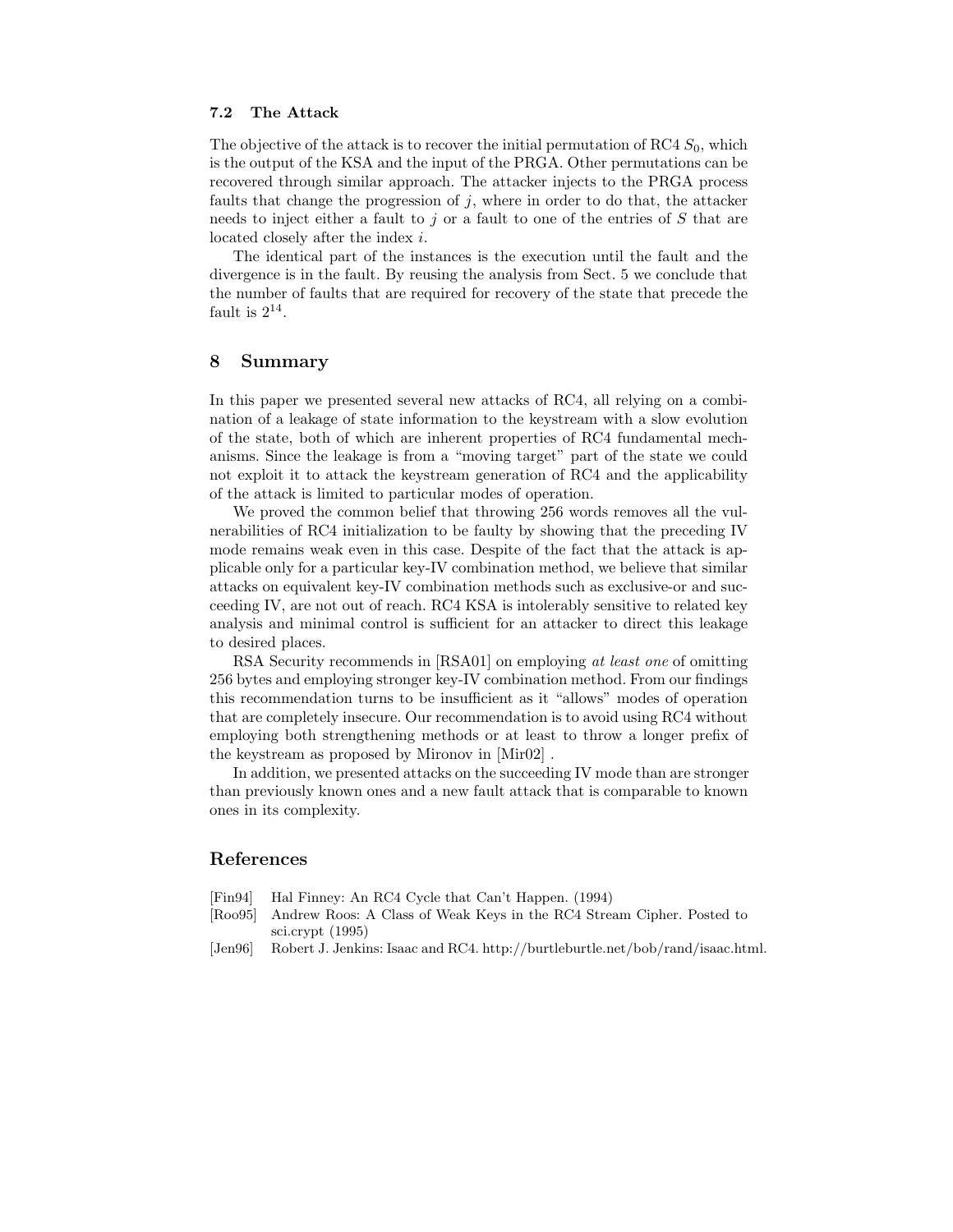### 7.2 The Attack

The objective of the attack is to recover the initial permutation of RC4 $S_0$, which is the output of the KSA and the input of the PRGA. Other permutations can be recovered through similar approach. The attacker injects to the PRGA process faults that change the progression of $j$, where in order to do that, the attacker needs to inject either a fault to $j$ or a fault to one of the entries of $S$ that are located closely after the index $i$.

The identical part of the instances is the execution until the fault and the divergence is in the fault. By reusing the analysis from Sect. 5 we conclude that the number of faults that are required for recovery of the state that precede the fault is $2^{14}$.

## 8 Summary

In this paper we presented several new attacks of RC4, all relying on a combination of a leakage of state information to the keystream with a slow evolution of the state, both of which are inherent properties of RC4 fundamental mechanisms. Since the leakage is from a "moving target" part of the state we could not exploit it to attack the keystream generation of RC4 and the applicability of the attack is limited to particular modes of operation.

We proved the common belief that throwing 256 words removes all the vulnerabilities of RC4 initialization to be faulty by showing that the preceding IV mode remains weak even in this case. Despite of the fact that the attack is applicable only for a particular key-IV combination method, we believe that similar attacks on equivalent key-IV combination methods such as exclusive-or and succeeding IV, are not out of reach. RC4 KSA is intolerably sensitive to related key analysis and minimal control is sufficient for an attacker to direct this leakage to desired places.

RSA Security recommends in [RSA01] on employing *at least one* of omitting 256 bytes and employing stronger key-IV combination method. From our findings this recommendation turns to be insufficient as it "allows" modes of operation that are completely insecure. Our recommendation is to avoid using RC4 without employing both strengthening methods or at least to throw a longer prefix of the keystream as proposed by Mironov in [Mir02] .

In addition, we presented attacks on the succeeding IV mode than are stronger than previously known ones and a new fault attack that is comparable to known ones in its complexity.

## References

[Fin94] Hal Finney: An RC4 Cycle that Can't Happen. (1994)

[Roo95] Andrew Roos: A Class of Weak Keys in the RC4 Stream Cipher. Posted to sci.crypt (1995)

[Jen96] Robert J. Jenkins: Isaac and RC4. http://burtleburtle.net/bob/rand/isaac.html.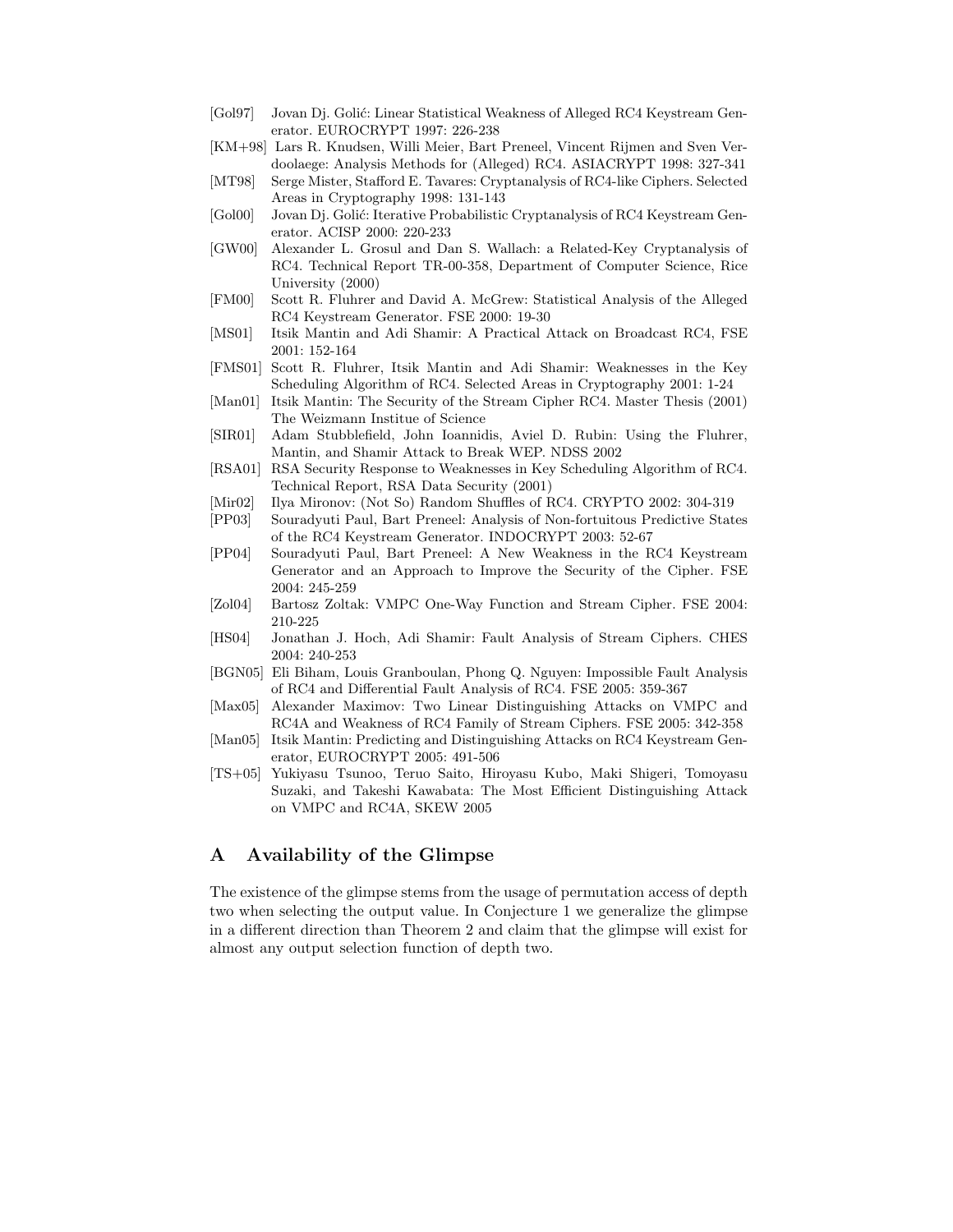[Gol97] Jovan Dj. Golić: Linear Statistical Weakness of Alleged RC4 Keystream Generator. EUROCRYPT 1997: 226-238

[KM+98] Lars R. Knudsen, Willi Meier, Bart Preneel, Vincent Rijmen and Sven Verdoolaege: Analysis Methods for (Alleged) RC4. ASIACRYPT 1998: 327-341

[MT98] Serge Mister, Stafford E. Tavares: Cryptanalysis of RC4-like Ciphers. Selected Areas in Cryptography 1998: 131-143

[Gol00] Jovan Dj. Golić: Iterative Probabilistic Cryptanalysis of RC4 Keystream Generator. ACISP 2000: 220-233

[GW00] Alexander L. Grosul and Dan S. Wallach: a Related-Key Cryptanalysis of RC4. Technical Report TR-00-358, Department of Computer Science, Rice University (2000)

[FM00] Scott R. Fluhrer and David A. McGrew: Statistical Analysis of the Alleged RC4 Keystream Generator. FSE 2000: 19-30

[MS01] Itsik Mantin and Adi Shamir: A Practical Attack on Broadcast RC4, FSE 2001: 152-164

[FMS01] Scott R. Fluhrer, Itsik Mantin and Adi Shamir: Weaknesses in the Key Scheduling Algorithm of RC4. Selected Areas in Cryptography 2001: 1-24

[Man01] Itsik Mantin: The Security of the Stream Cipher RC4. Master Thesis (2001) The Weizmann Institue of Science

[SIR01] Adam Stubblefield, John Ioannidis, Aviel D. Rubin: Using the Fluhrer, Mantin, and Shamir Attack to Break WEP. NDSS 2002

[RSA01] RSA Security Response to Weaknesses in Key Scheduling Algorithm of RC4. Technical Report, RSA Data Security (2001)

[Mir02] Ilya Mironov: (Not So) Random Shuffles of RC4. CRYPTO 2002: 304-319

[PP03] Souradyuti Paul, Bart Preneel: Analysis of Non-fortuitous Predictive States of the RC4 Keystream Generator. INDOCRYPT 2003: 52-67

[PP04] Souradyuti Paul, Bart Preneel: A New Weakness in the RC4 Keystream Generator and an Approach to Improve the Security of the Cipher. FSE 2004: 245-259

[Zol04] Bartosz Zoltak: VMPC One-Way Function and Stream Cipher. FSE 2004: 210-225

[HS04] Jonathan J. Hoch, Adi Shamir: Fault Analysis of Stream Ciphers. CHES 2004: 240-253

[BGN05] Eli Biham, Louis Granboulan, Phong Q. Nguyen: Impossible Fault Analysis of RC4 and Differential Fault Analysis of RC4. FSE 2005: 359-367

[Max05] Alexander Maximov: Two Linear Distinguishing Attacks on VMPC and RC4A and Weakness of RC4 Family of Stream Ciphers. FSE 2005: 342-358

[Man05] Itsik Mantin: Predicting and Distinguishing Attacks on RC4 Keystream Generator, EUROCRYPT 2005: 491-506

[TS+05] Yukiyasu Tsunoo, Teruo Saito, Hiroyasu Kubo, Maki Shigeri, Tomoyasu Suzaki, and Takeshi Kawabata: The Most Efficient Distinguishing Attack on VMPC and RC4A, SKEW 2005

# A Availability of the Glimpse

The existence of the glimpse stems from the usage of permutation access of depth two when selecting the output value. In Conjecture 1 we generalize the glimpse in a different direction than Theorem 2 and claim that the glimpse will exist for almost any output selection function of depth two.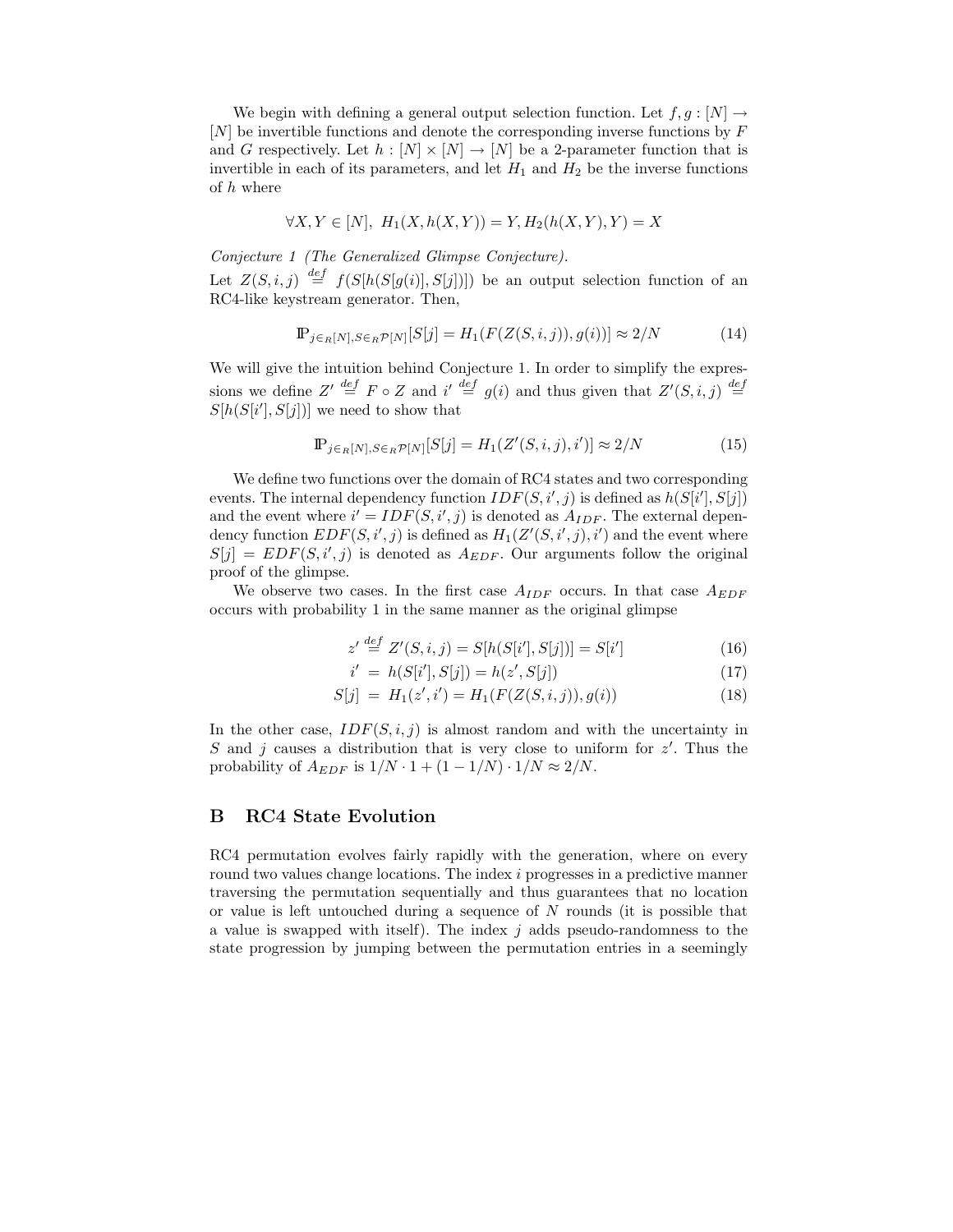We begin with defining a general output selection function. Let $f, g : [N] \to [N]$ be invertible functions and denote the corresponding inverse functions by $F$ and $G$ respectively. Let $h : [N] \times [N] \to [N]$ be a 2-parameter function that is invertible in each of its parameters, and let $H_1$ and $H_2$ be the inverse functions of $h$ where

$$\forall X, Y \in [N],\ H_1(X, h(X, Y)) = Y, H_2(h(X, Y), Y) = X$$

*Conjecture 1 (The Generalized Glimpse Conjecture).*
Let $Z(S, i, j) \stackrel{def}{=} f(S[h(S[g(i)], S[j])])$ be an output selection function of an RC4-like keystream generator. Then,

$$\mathbb{P}_{j \in_R [N], S \in_R \mathcal{P}[N]}[S[j] = H_1(F(Z(S, i, j)), g(i))] \approx 2/N \tag{14}$$

We will give the intuition behind Conjecture 1. In order to simplify the expressions we define $Z' \stackrel{def}{=} F \circ Z$ and $i' \stackrel{def}{=} g(i)$ and thus given that $Z'(S, i, j) \stackrel{def}{=} S[h(S[i'], S[j])]$ we need to show that

$$\mathbb{P}_{j \in_R [N], S \in_R \mathcal{P}[N]}[S[j] = H_1(Z'(S, i, j), i')] \approx 2/N \tag{15}$$

We define two functions over the domain of RC4 states and two corresponding events. The internal dependency function $IDF(S, i', j)$ is defined as $h(S[i'], S[j])$ and the event where $i' = IDF(S, i', j)$ is denoted as $A_{IDF}$. The external dependency function $EDF(S, i', j)$ is defined as $H_1(Z'(S, i', j), i')$ and the event where $S[j] = EDF(S, i', j)$ is denoted as $A_{EDF}$. Our arguments follow the original proof of the glimpse.

We observe two cases. In the first case $A_{IDF}$ occurs. In that case $A_{EDF}$ occurs with probability 1 in the same manner as the original glimpse

$$z' \stackrel{def}{=} Z'(S, i, j) = S[h(S[i'], S[j])] = S[i'] \tag{16}$$

$$i' = h(S[i'], S[j]) = h(z', S[j]) \tag{17}$$

$$S[j] = H_1(z', i') = H_1(F(Z(S, i, j)), g(i)) \tag{18}$$

In the other case, $IDF(S, i, j)$ is almost random and with the uncertainty in $S$ and $j$ causes a distribution that is very close to uniform for $z'$. Thus the probability of $A_{EDF}$ is $1/N \cdot 1 + (1 - 1/N) \cdot 1/N \approx 2/N$.

## B RC4 State Evolution

RC4 permutation evolves fairly rapidly with the generation, where on every round two values change locations. The index $i$ progresses in a predictive manner traversing the permutation sequentially and thus guarantees that no location or value is left untouched during a sequence of $N$ rounds (it is possible that a value is swapped with itself). The index $j$ adds pseudo-randomness to the state progression by jumping between the permutation entries in a seemingly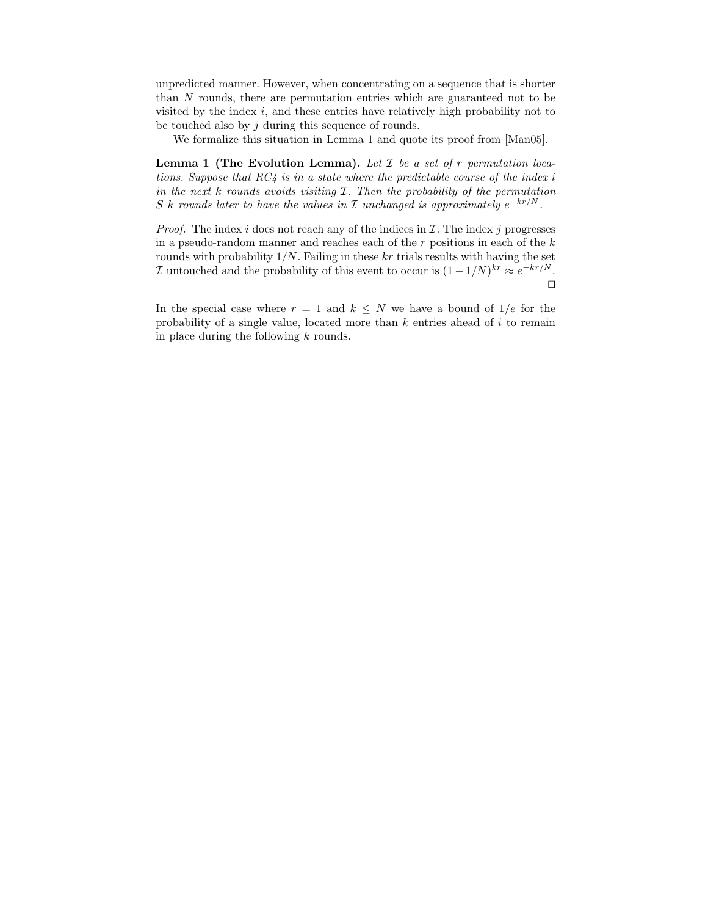unpredicted manner. However, when concentrating on a sequence that is shorter than $N$ rounds, there are permutation entries which are guaranteed not to be visited by the index $i$, and these entries have relatively high probability not to be touched also by $j$ during this sequence of rounds.

We formalize this situation in Lemma 1 and quote its proof from [Man05].

**Lemma 1 (The Evolution Lemma).** *Let $\mathcal{I}$ be a set of $r$ permutation locations. Suppose that RC4 is in a state where the predictable course of the index $i$ in the next $k$ rounds avoids visiting $\mathcal{I}$. Then the probability of the permutation $S$ $k$ rounds later to have the values in $\mathcal{I}$ unchanged is approximately $e^{-kr/N}$.*

*Proof.* The index $i$ does not reach any of the indices in $\mathcal{I}$. The index $j$ progresses in a pseudo-random manner and reaches each of the $r$ positions in each of the $k$ rounds with probability $1/N$. Failing in these $kr$ trials results with having the set $\mathcal{I}$ untouched and the probability of this event to occur is $(1-1/N)^{kr} \approx e^{-kr/N}$. □

In the special case where $r = 1$ and $k \leq N$ we have a bound of $1/e$ for the probability of a single value, located more than $k$ entries ahead of $i$ to remain in place during the following $k$ rounds.